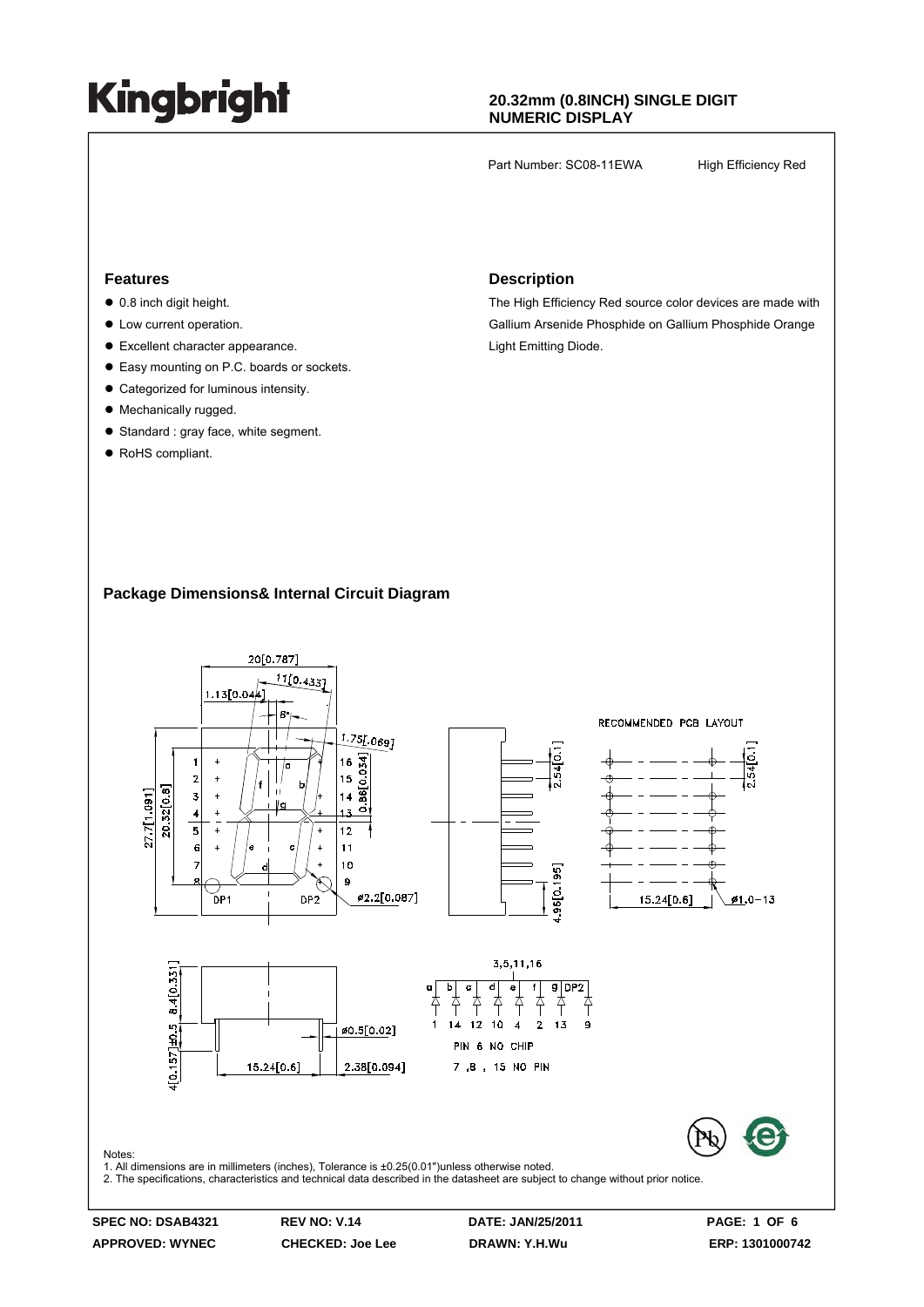# Kingbright

**20.32mm (0.8INCH) SINGLE DIGIT NUMERIC DISPLAY**

Part Number: SC08-11EWA High Efficiency Red

## Features

- 0.8 inch digit height.
- Low current operation.
- Excellent character appearance.
- Easy mounting on P.C. boards or sockets.
- Categorized for luminous intensity.
- Mechanically rugged.
- Standard : gray face, white segment.
- RoHS compliant.

## Description

The High Efficiency Red source color devices are made with Gallium Arsenide Phosphide on Gallium Phosphide Orange Light Emitting Diode.

## Package Dimensions& Internal Circuit Diagram

RECOMMENDED PCB LAYOUT

3,5,11,16

| a | b | c | d | e | f | g | DP2 |
|---|---|---|---|---|---|---|---|
| 1 | 14 | 12 | 10 | 4 | 2 | 13 | 9 |

PIN 6 NO CHIP

7 ,8 , 15 NO PIN

Notes:
1. All dimensions are in millimeters (inches), Tolerance is ±0.25(0.01")unless otherwise noted.
2. The specifications, characteristics and technical data described in the datasheet are subject to change without prior notice.

| SPEC NO: DSAB4321 | REV NO: V.14 | DATE: JAN/25/2011 | PAGE: 1 OF 6 |
|---|---|---|---|
| APPROVED: WYNEC | CHECKED: Joe Lee | DRAWN: Y.H.Wu | ERP: 1301000742 |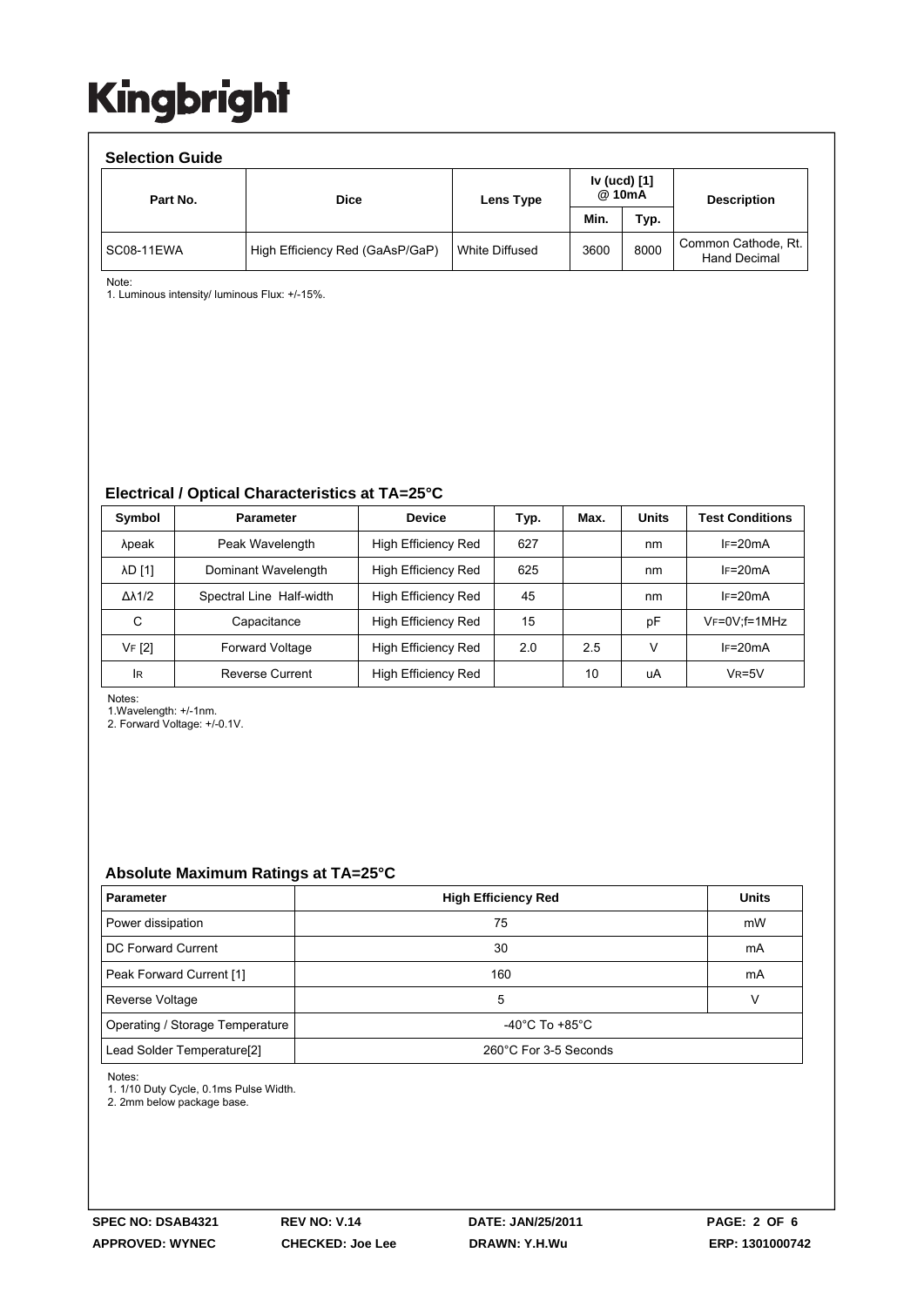# Kingbright

## Selection Guide

| Part No. | Dice | Lens Type | Iv (ucd) [1] @ 10mA | | Description |
|---|---|---|---|---|---|
| | | | Min. | Typ. | |
| SC08-11EWA | High Efficiency Red (GaAsP/GaP) | White Diffused | 3600 | 8000 | Common Cathode, Rt. Hand Decimal |

Note:
1. Luminous intensity/ luminous Flux: +/-15%.

## Electrical / Optical Characteristics at TA=25°C

| Symbol | Parameter | Device | Typ. | Max. | Units | Test Conditions |
|---|---|---|---|---|---|---|
| λpeak | Peak Wavelength | High Efficiency Red | 627 | | nm | $I_F$=20mA |
| λD [1] | Dominant Wavelength | High Efficiency Red | 625 | | nm | $I_F$=20mA |
| Δλ1/2 | Spectral Line Half-width | High Efficiency Red | 45 | | nm | $I_F$=20mA |
| C | Capacitance | High Efficiency Red | 15 | | pF | $V_F$=0V;f=1MHz |
| $V_F$ [2] | Forward Voltage | High Efficiency Red | 2.0 | 2.5 | V | $I_F$=20mA |
| $I_R$ | Reverse Current | High Efficiency Red | | 10 | uA | $V_R$=5V |

Notes:
1.Wavelength: +/-1nm.
2. Forward Voltage: +/-0.1V.

## Absolute Maximum Ratings at TA=25°C

| Parameter | High Efficiency Red | Units |
|---|---|---|
| Power dissipation | 75 | mW |
| DC Forward Current | 30 | mA |
| Peak Forward Current [1] | 160 | mA |
| Reverse Voltage | 5 | V |
| Operating / Storage Temperature | -40°C To +85°C | |
| Lead Solder Temperature[2] | 260°C For 3-5 Seconds | |

Notes:
1. 1/10 Duty Cycle, 0.1ms Pulse Width.
2. 2mm below package base.

| SPEC NO: DSAB4321 | REV NO: V.14 | DATE: JAN/25/2011 | |
|---|---|---|---|
| APPROVED: WYNEC | CHECKED: Joe Lee | DRAWN: Y.H.Wu | ERP: 1301000742 |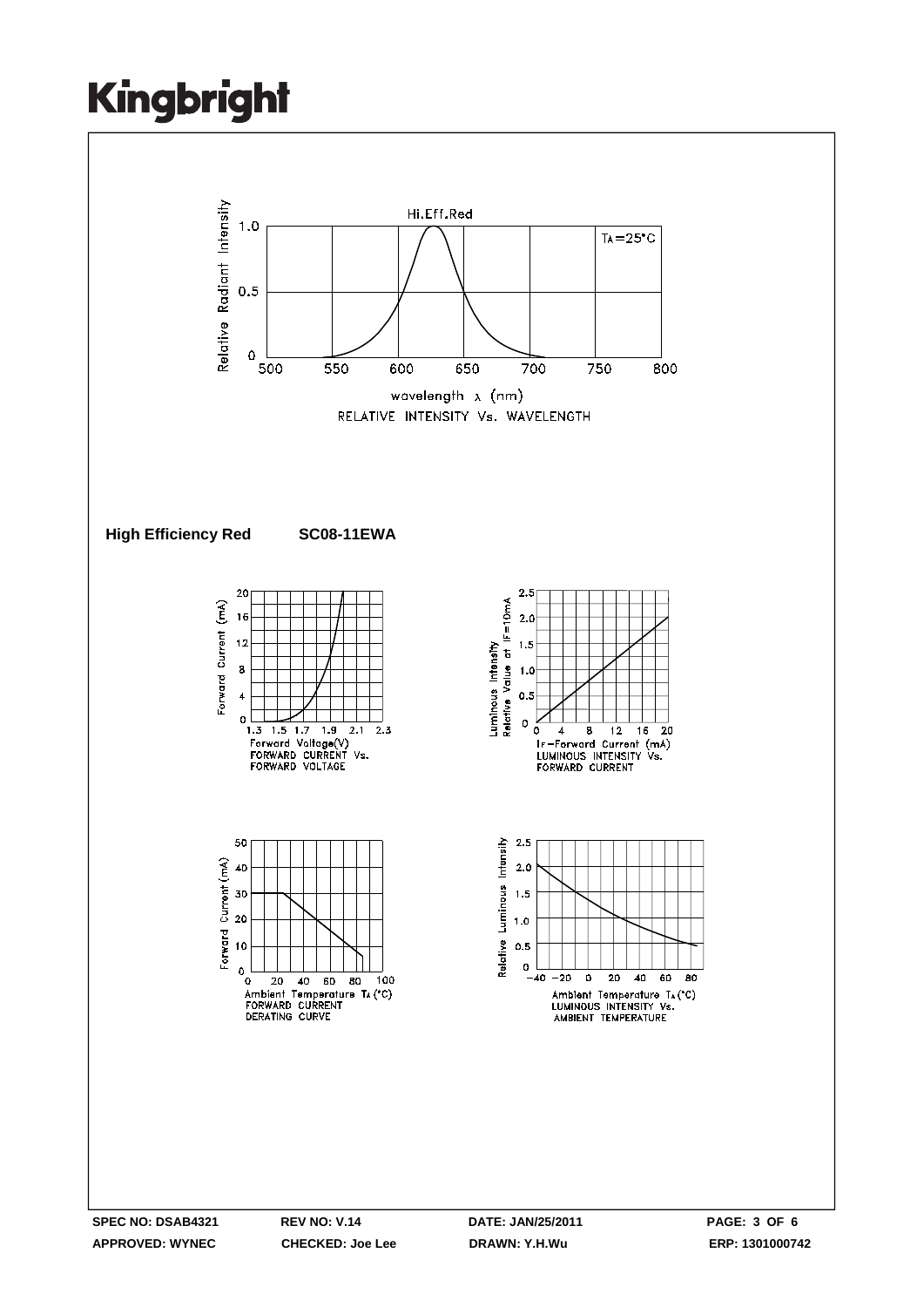Hi.Eff.Red

$T_A=25°C$

Relative Radiant Intensity

wavelength λ (nm)

RELATIVE INTENSITY Vs. WAVELENGTH

**High Efficiency Red** **SC08-11EWA**

Forward Current (mA)

Forward Voltage(V)
FORWARD CURRENT Vs.
FORWARD VOLTAGE

Luminous Intensity
Relative Value at IF=10mA

IF-Forward Current (mA)
LUMINOUS INTENSITY Vs.
FORWARD CURRENT

Forward Current (mA)

Ambient Temperature $T_A$ (°C)
FORWARD CURRENT
DERATING CURVE

Relative Luminous Intensity

Ambient Temperature $T_A$ (°C)
LUMINOUS INTENSITY Vs.
AMBIENT TEMPERATURE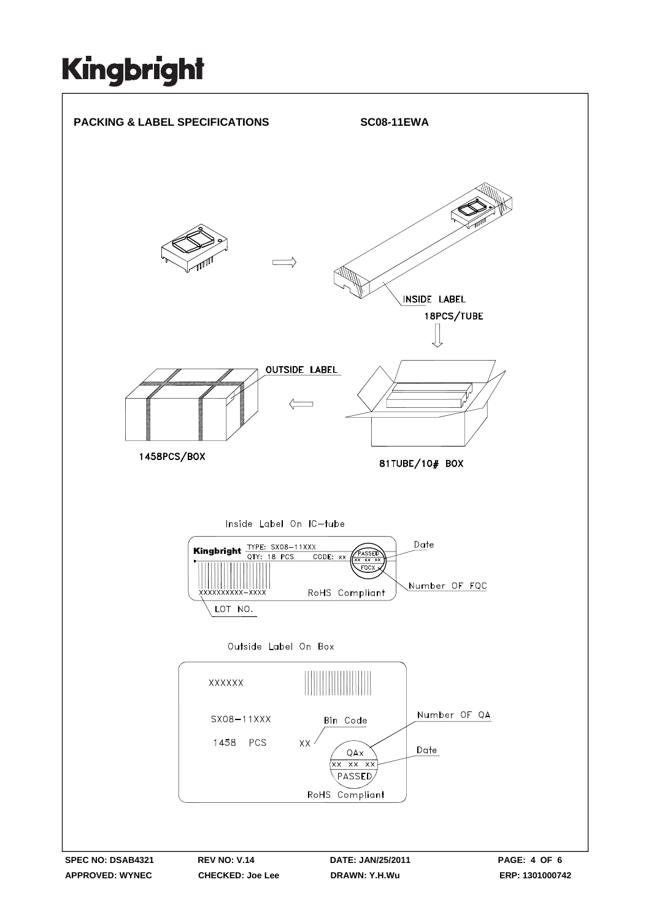# Kingbright

## PACKING & LABEL SPECIFICATIONS SC08-11EWA

INSIDE LABEL

18PCS/TUBE

OUTSIDE LABEL

1458PCS/BOX

81TUBE/10# BOX

Inside Label On IC-tube

Kingbright TYPE: SX08-11XXX
QTY: 18 PCS CODE: xx

PASSED
xx xx xx
FQCX

Date

Number OF FQC

XXXXXXXXXX-XXXX

RoHS Compliant

LOT NO.

Outside Label On Box

XXXXXX

SX08-11XXX

1458 PCS

Bin Code

XX

Number OF QA

QAx
XX XX XX
PASSED

Date

RoHS Compliant

SPEC NO: DSAB4321 REV NO: V.14 DATE: JAN/25/2011

APPROVED: WYNEC CHECKED: Joe Lee DRAWN: Y.H.Wu ERP: 1301000742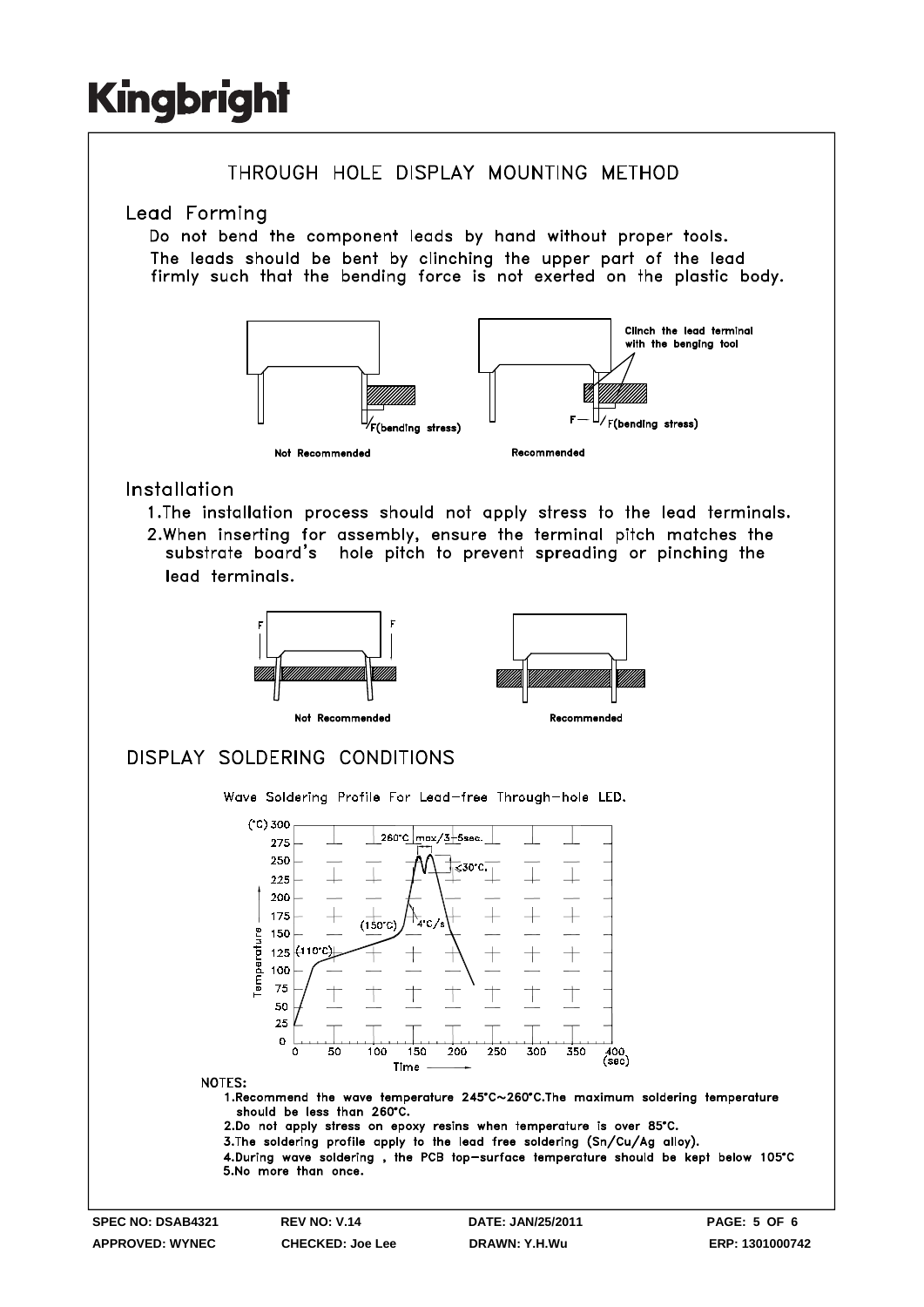# THROUGH HOLE DISPLAY MOUNTING METHOD

## Lead Forming

Do not bend the component leads by hand without proper tools.
The leads should be bent by clinching the upper part of the lead firmly such that the bending force is not exerted on the plastic body.

Clinch the lead terminal with the benging tool

F(bending stress)

Not Recommended Recommended

## Installation

1. The installation process should not apply stress to the lead terminals.
2. When inserting for assembly, ensure the terminal pitch matches the substrate board's hole pitch to prevent spreading or pinching the lead terminals.

Not Recommended Recommended

# DISPLAY SOLDERING CONDITIONS

Wave Soldering Profile For Lead-free Through-hole LED.

NOTES:

1. Recommend the wave temperature 245°C~260°C. The maximum soldering temperature should be less than 260°C.
2. Do not apply stress on epoxy resins when temperature is over 85°C.
3. The soldering profile apply to the lead free soldering (Sn/Cu/Ag alloy).
4. During wave soldering , the PCB top-surface temperature should be kept below 105°C
5. No more than once.

SPEC NO: DSAB4321 REV NO: V.14 DATE: JAN/25/2011
APPROVED: WYNEC CHECKED: Joe Lee DRAWN: Y.H.Wu ERP: 1301000742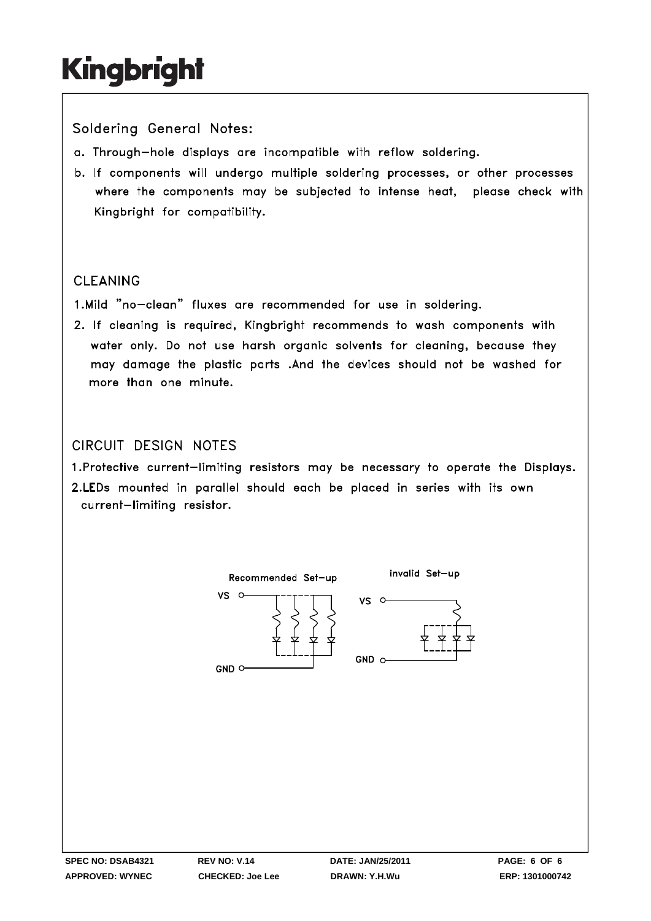## Soldering General Notes:

a. Through-hole displays are incompatible with reflow soldering.

b. If components will undergo multiple soldering processes, or other processes where the components may be subjected to intense heat, please check with Kingbright for compatibility.

## CLEANING

1.Mild "no-clean" fluxes are recommended for use in soldering.

2. If cleaning is required, Kingbright recommends to wash components with water only. Do not use harsh organic solvents for cleaning, because they may damage the plastic parts .And the devices should not be washed for more than one minute.

## CIRCUIT DESIGN NOTES

1.Protective current-limiting resistors may be necessary to operate the Displays.

2.LEDs mounted in parallel should each be placed in series with its own current-limiting resistor.

Recommended Set-up

VS

GND

invalid Set-up

VS

GND